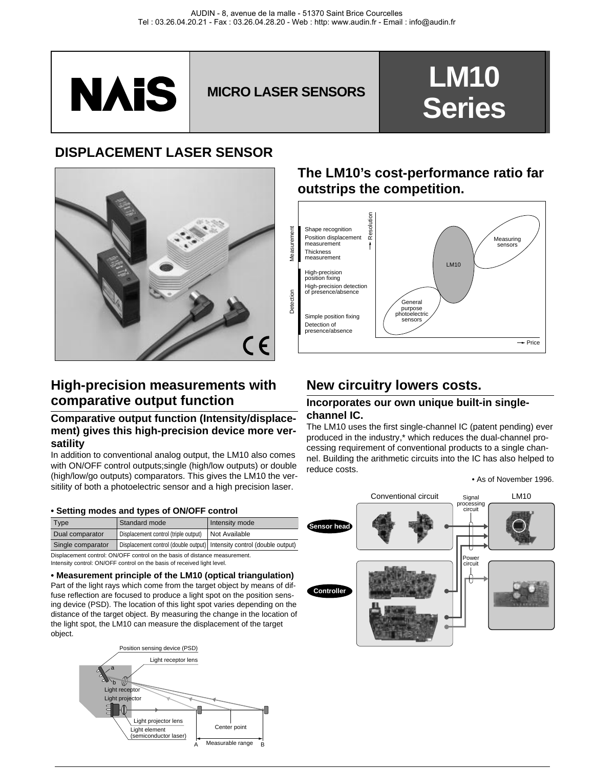AUDIN - 8, avenue de la malle - 51370 Saint Brice Courcelles
Tel : 03.26.04.20.21 - Fax : 03.26.04.28.20 - Web : http: www.audin.fr - Email : info@audin.fr

# NAiS MICRO LASER SENSORS LM10 Series

## DISPLACEMENT LASER SENSOR

## The LM10's cost-performance ratio far outstrips the competition.

## High-precision measurements with comparative output function

### Comparative output function (Intensity/displacement) gives this high-precision device more versatility

In addition to conventional analog output, the LM10 also comes with ON/OFF control outputs;single (high/low outputs) or double (high/low/go outputs) comparators. This gives the LM10 the versatility of both a photoelectric sensor and a high precision laser.

**• Setting modes and types of ON/OFF control**

| Type | Standard mode | Intensity mode |
|---|---|---|
| Dual comparator | Displacement control (triple output) | Not Available |
| Single comparator | Displacement control (double output) | Intensity control (double output) |

Displacement control: ON/OFF control on the basis of distance measurement.
Intensity control: ON/OFF control on the basis of received light level.

**• Measurement principle of the LM10 (optical triangulation)**

Part of the light rays which come from the target object by means of diffuse reflection are focused to produce a light spot on the position sensing device (PSD). The location of this light spot varies depending on the distance of the target object. By measuring the change in the location of the light spot, the LM10 can measure the displacement of the target object.

## New circuitry lowers costs.

### Incorporates our own unique built-in single-channel IC.

The LM10 uses the first single-channel IC (patent pending) ever produced in the industry,* which reduces the dual-channel processing requirement of conventional products to a single channel. Building the arithmetic circuits into the IC has also helped to reduce costs.

• As of November 1996.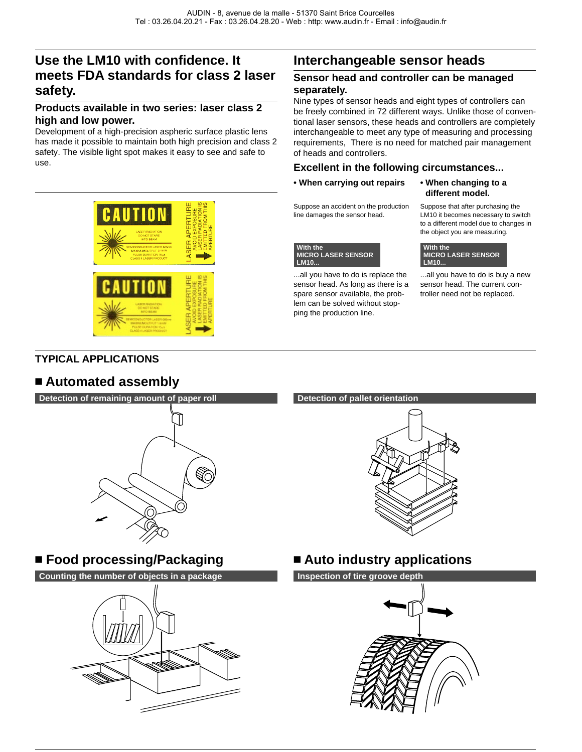## Use the LM10 with confidence. It meets FDA standards for class 2 laser safety.

### Products available in two series: laser class 2 high and low power.

Development of a high-precision aspheric surface plastic lens has made it possible to maintain both high precision and class 2 safety. The visible light spot makes it easy to see and safe to use.

## Interchangeable sensor heads

### Sensor head and controller can be managed separately.

Nine types of sensor heads and eight types of controllers can be freely combined in 72 different ways. Unlike those of conventional laser sensors, these heads and controllers are completely interchangeable to meet any type of measuring and processing requirements, There is no need for matched pair management of heads and controllers.

### Excellent in the following circumstances...

**• When carrying out repairs**

Suppose an accident on the production line damages the sensor head.

**With the MICRO LASER SENSOR LM10...**

...all you have to do is replace the sensor head. As long as there is a spare sensor available, the problem can be solved without stopping the production line.

**• When changing to a different model.**

Suppose that after purchasing the LM10 it becomes necessary to switch to a different model due to changes in the object you are measuring.

**With the MICRO LASER SENSOR LM10...**

...all you have to do is buy a new sensor head. The current controller need not be replaced.

### TYPICAL APPLICATIONS

## ■ Automated assembly

**Detection of remaining amount of paper roll**

**Detection of pallet orientation**

## ■ Food processing/Packaging

**Counting the number of objects in a package**

## ■ Auto industry applications

**Inspection of tire groove depth**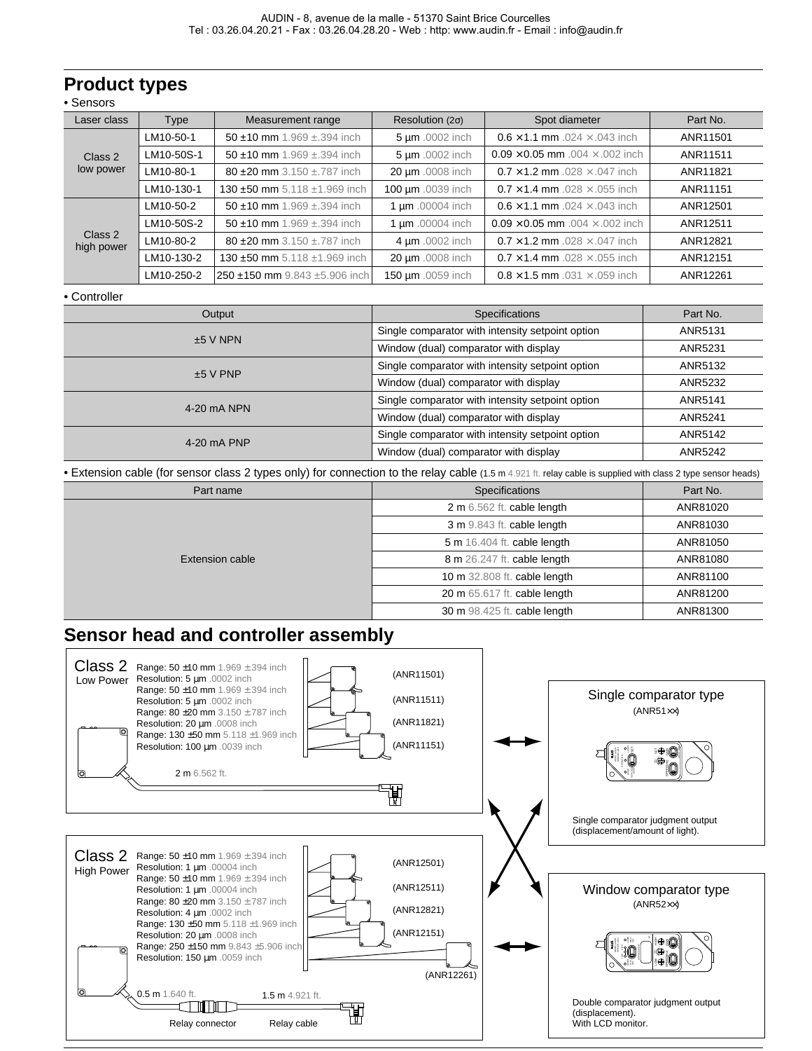## Product types

• Sensors

| Laser class | Type | Measurement range | Resolution (2σ) | Spot diameter | Part No. |
|---|---|---|---|---|---|
| Class 2 low power | LM10-50-1 | 50 ±10 mm 1.969 ±.394 inch | 5 µm .0002 inch | 0.6 ×1.1 mm .024 ×.043 inch | ANR11501 |
| | LM10-50S-1 | 50 ±10 mm 1.969 ±.394 inch | 5 µm .0002 inch | 0.09 ×0.05 mm .004 ×.002 inch | ANR11511 |
| | LM10-80-1 | 80 ±20 mm 3.150 ±.787 inch | 20 µm .0008 inch | 0.7 ×1.2 mm .028 ×.047 inch | ANR11821 |
| | LM10-130-1 | 130 ±50 mm 5.118 ±1.969 inch | 100 µm .0039 inch | 0.7 ×1.4 mm .028 ×.055 inch | ANR11151 |
| Class 2 high power | LM10-50-2 | 50 ±10 mm 1.969 ±.394 inch | 1 µm .00004 inch | 0.6 ×1.1 mm .024 ×.043 inch | ANR12501 |
| | LM10-50S-2 | 50 ±10 mm 1.969 ±.394 inch | 1 µm .00004 inch | 0.09 ×0.05 mm .004 ×.002 inch | ANR12511 |
| | LM10-80-2 | 80 ±20 mm 3.150 ±.787 inch | 4 µm .0002 inch | 0.7 ×1.2 mm .028 ×.047 inch | ANR12821 |
| | LM10-130-2 | 130 ±50 mm 5.118 ±1.969 inch | 20 µm .0008 inch | 0.7 ×1.4 mm .028 ×.055 inch | ANR12151 |
| | LM10-250-2 | 250 ±150 mm 9.843 ±5.906 inch | 150 µm .0059 inch | 0.8 ×1.5 mm .031 ×.059 inch | ANR12261 |

• Controller

| Output | Specifications | Part No. |
|---|---|---|
| ±5 V NPN | Single comparator with intensity setpoint option | ANR5131 |
| | Window (dual) comparator with display | ANR5231 |
| ±5 V PNP | Single comparator with intensity setpoint option | ANR5132 |
| | Window (dual) comparator with display | ANR5232 |
| 4-20 mA NPN | Single comparator with intensity setpoint option | ANR5141 |
| | Window (dual) comparator with display | ANR5241 |
| 4-20 mA PNP | Single comparator with intensity setpoint option | ANR5142 |
| | Window (dual) comparator with display | ANR5242 |

• Extension cable (for sensor class 2 types only) for connection to the relay cable (1.5 m 4.921 ft. relay cable is supplied with class 2 type sensor heads)

| Part name | Specifications | Part No. |
|---|---|---|
| Extension cable | 2 m 6.562 ft. cable length | ANR81020 |
| | 3 m 9.843 ft. cable length | ANR81030 |
| | 5 m 16.404 ft. cable length | ANR81050 |
| | 8 m 26.247 ft. cable length | ANR81080 |
| | 10 m 32.808 ft. cable length | ANR81100 |
| | 20 m 65.617 ft. cable length | ANR81200 |
| | 30 m 98.425 ft. cable length | ANR81300 |

## Sensor head and controller assembly

**Class 2 Low Power**

- Range: 50 ±10 mm 1.969 ±.394 inch, Resolution: 5 µm .0002 inch (ANR11501)
- Range: 50 ±10 mm 1.969 ±.394 inch, Resolution: 5 µm .0002 inch (ANR11511)
- Range: 80 ±20 mm 3.150 ±.787 inch, Resolution: 20 µm .0008 inch (ANR11821)
- Range: 130 ±50 mm 5.118 ±1.969 inch, Resolution: 100 µm .0039 inch (ANR11151)

2 m 6.562 ft.

**Class 2 High Power**

- Range: 50 ±10 mm 1.969 ±.394 inch, Resolution: 1 µm .00004 inch (ANR12501)
- Range: 50 ±10 mm 1.969 ±.394 inch, Resolution: 1 µm .00004 inch (ANR12511)
- Range: 80 ±20 mm 3.150 ±.787 inch, Resolution: 4 µm .0002 inch (ANR12821)
- Range: 130 ±50 mm 5.118 ±1.969 inch, Resolution: 20 µm .0008 inch (ANR12151)
- Range: 250 ±150 mm 9.843 ±5.906 inch, Resolution: 150 µm .0059 inch (ANR12261)

0.5 m 1.640 ft. — Relay connector — 1.5 m 4.921 ft. Relay cable

**Single comparator type** (ANR51××)

Single comparator judgment output (displacement/amount of light).

**Window comparator type** (ANR52××)

Double comparator judgment output (displacement).
With LCD monitor.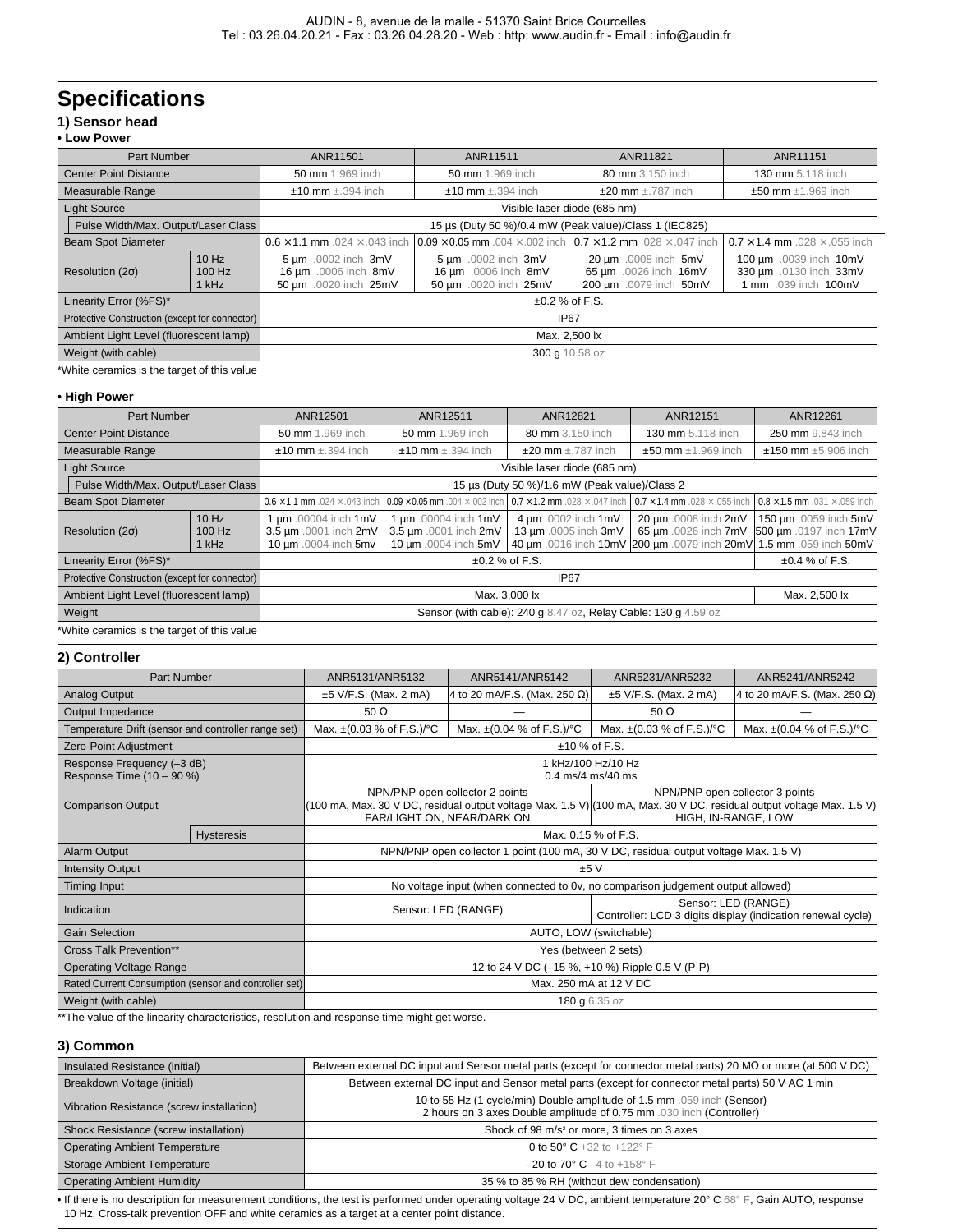# Specifications

## 1) Sensor head

**• Low Power**

| Part Number | | ANR11501 | ANR11511 | ANR11821 | ANR11151 |
|---|---|---|---|---|---|
| Center Point Distance | | 50 mm 1.969 inch | 50 mm 1.969 inch | 80 mm 3.150 inch | 130 mm 5.118 inch |
| Measurable Range | | ±10 mm ±.394 inch | ±10 mm ±.394 inch | ±20 mm ±.787 inch | ±50 mm ±1.969 inch |
| Light Source | | Visible laser diode (685 nm) | | | |
| Pulse Width/Max. Output/Laser Class | | 15 µs (Duty 50 %)/0.4 mW (Peak value)/Class 1 (IEC825) | | | |
| Beam Spot Diameter | | 0.6 × 1.1 mm .024 × .043 inch | 0.09 × 0.05 mm .004 × .002 inch | 0.7 × 1.2 mm .028 × .047 inch | 0.7 × 1.4 mm .028 × .055 inch |
| Resolution (2σ) | 10 Hz | 5 µm .0002 inch 3mV | 5 µm .0002 inch 3mV | 20 µm .0008 inch 5mV | 100 µm .0039 inch 10mV |
| | 100 Hz | 16 µm .0006 inch 8mV | 16 µm .0006 inch 8mV | 65 µm .0026 inch 16mV | 330 µm .0130 inch 33mV |
| | 1 kHz | 50 µm .0020 inch 25mV | 50 µm .0020 inch 25mV | 200 µm .0079 inch 50mV | 1 mm .039 inch 100mV |
| Linearity Error (%FS)* | | ±0.2 % of F.S. | | | |
| Protective Construction (except for connector) | | IP67 | | | |
| Ambient Light Level (fluorescent lamp) | | Max. 2,500 lx | | | |
| Weight (with cable) | | 300 g 10.58 oz | | | |

*White ceramics is the target of this value

**• High Power**

| Part Number | | ANR12501 | ANR12511 | ANR12821 | ANR12151 | ANR12261 |
|---|---|---|---|---|---|---|
| Center Point Distance | | 50 mm 1.969 inch | 50 mm 1.969 inch | 80 mm 3.150 inch | 130 mm 5.118 inch | 250 mm 9.843 inch |
| Measurable Range | | ±10 mm ±.394 inch | ±10 mm ±.394 inch | ±20 mm ±.787 inch | ±50 mm ±1.969 inch | ±150 mm ±5.906 inch |
| Light Source | | Visible laser diode (685 nm) | | | | |
| Pulse Width/Max. Output/Laser Class | | 15 µs (Duty 50 %)/1.6 mW (Peak value)/Class 2 | | | | |
| Beam Spot Diameter | | 0.6 × 1.1 mm .024 × .043 inch | 0.09 × 0.05 mm .004 × .002 inch | 0.7 × 1.2 mm .028 × .047 inch | 0.7 × 1.4 mm .028 × .055 inch | 0.8 × 1.5 mm .031 × .059 inch |
| Resolution (2σ) | 10 Hz | 1 µm .00004 inch 1mV | 1 µm .00004 inch 1mV | 4 µm .0002 inch 1mV | 20 µm .0008 inch 2mV | 150 µm .0059 inch 5mV |
| | 100 Hz | 3.5 µm .0001 inch 2mV | 3.5 µm .0001 inch 2mV | 13 µm .0005 inch 3mV | 65 µm .0026 inch 7mV | 500 µm .0197 inch 17mV |
| | 1 kHz | 10 µm .0004 inch 5mv | 10 µm .0004 inch 5mV | 40 µm .0016 inch 10mV | 200 µm .0079 inch 20mV | 1.5 mm .059 inch 50mV |
| Linearity Error (%FS)* | | ±0.2 % of F.S. | | | | ±0.4 % of F.S. |
| Protective Construction (except for connector) | | IP67 | | | | |
| Ambient Light Level (fluorescent lamp) | | Max. 3,000 lx | | | | Max. 2,500 lx |
| Weight | | Sensor (with cable): 240 g 8.47 oz, Relay Cable: 130 g 4.59 oz | | | | |

*White ceramics is the target of this value

## 2) Controller

| Part Number | | ANR5131/ANR5132 | ANR5141/ANR5142 | ANR5231/ANR5232 | ANR5241/ANR5242 |
|---|---|---|---|---|---|
| Analog Output | | ±5 V/F.S. (Max. 2 mA) | 4 to 20 mA/F.S. (Max. 250 Ω) | ±5 V/F.S. (Max. 2 mA) | 4 to 20 mA/F.S. (Max. 250 Ω) |
| Output Impedance | | 50 Ω | — | 50 Ω | — |
| Temperature Drift (sensor and controller range set) | | Max. ±(0.03 % of F.S.)/°C | Max. ±(0.04 % of F.S.)/°C | Max. ±(0.03 % of F.S.)/°C | Max. ±(0.04 % of F.S.)/°C |
| Zero-Point Adjustment | | ±10 % of F.S. | | | |
| Response Frequency (–3 dB)<br>Response Time (10 – 90 %) | | 1 kHz/100 Hz/10 Hz<br>0.4 ms/4 ms/40 ms | | | |
| Comparison Output | | NPN/PNP open collector 2 points<br>(100 mA, Max. 30 V DC, residual output voltage Max. 1.5 V)<br>FAR/LIGHT ON, NEAR/DARK ON | | NPN/PNP open collector 3 points<br>(100 mA, Max. 30 V DC, residual output voltage Max. 1.5 V)<br>HIGH, IN-RANGE, LOW | |
| | Hysteresis | Max. 0.15 % of F.S. | | | |
| Alarm Output | | NPN/PNP open collector 1 point (100 mA, 30 V DC, residual output voltage Max. 1.5 V) | | | |
| Intensity Output | | ±5 V | | | |
| Timing Input | | No voltage input (when connected to 0v, no comparison judgement output allowed) | | | |
| Indication | | Sensor: LED (RANGE) | | Sensor: LED (RANGE)<br>Controller: LCD 3 digits display (indication renewal cycle) | |
| Gain Selection | | AUTO, LOW (switchable) | | | |
| Cross Talk Prevention** | | Yes (between 2 sets) | | | |
| Operating Voltage Range | | 12 to 24 V DC (–15 %, +10 %) Ripple 0.5 V (P-P) | | | |
| Rated Current Consumption (sensor and controller set) | | Max. 250 mA at 12 V DC | | | |
| Weight (with cable) | | 180 g 6.35 oz | | | |

**The value of the linearity characteristics, resolution and response time might get worse.

## 3) Common

| | |
|---|---|
| Insulated Resistance (initial) | Between external DC input and Sensor metal parts (except for connector metal parts) 20 MΩ or more (at 500 V DC) |
| Breakdown Voltage (initial) | Between external DC input and Sensor metal parts (except for connector metal parts) 50 V AC 1 min |
| Vibration Resistance (screw installation) | 10 to 55 Hz (1 cycle/min) Double amplitude of 1.5 mm .059 inch (Sensor)<br>2 hours on 3 axes Double amplitude of 0.75 mm .030 inch (Controller) |
| Shock Resistance (screw installation) | Shock of 98 m/s² or more, 3 times on 3 axes |
| Operating Ambient Temperature | 0 to 50° C +32 to +122° F |
| Storage Ambient Temperature | –20 to 70° C –4 to +158° F |
| Operating Ambient Humidity | 35 % to 85 % RH (without dew condensation) |

• If there is no description for measurement conditions, the test is performed under operating voltage 24 V DC, ambient temperature 20° C 68° F, Gain AUTO, response 10 Hz, Cross-talk prevention OFF and white ceramics as a target at a center point distance.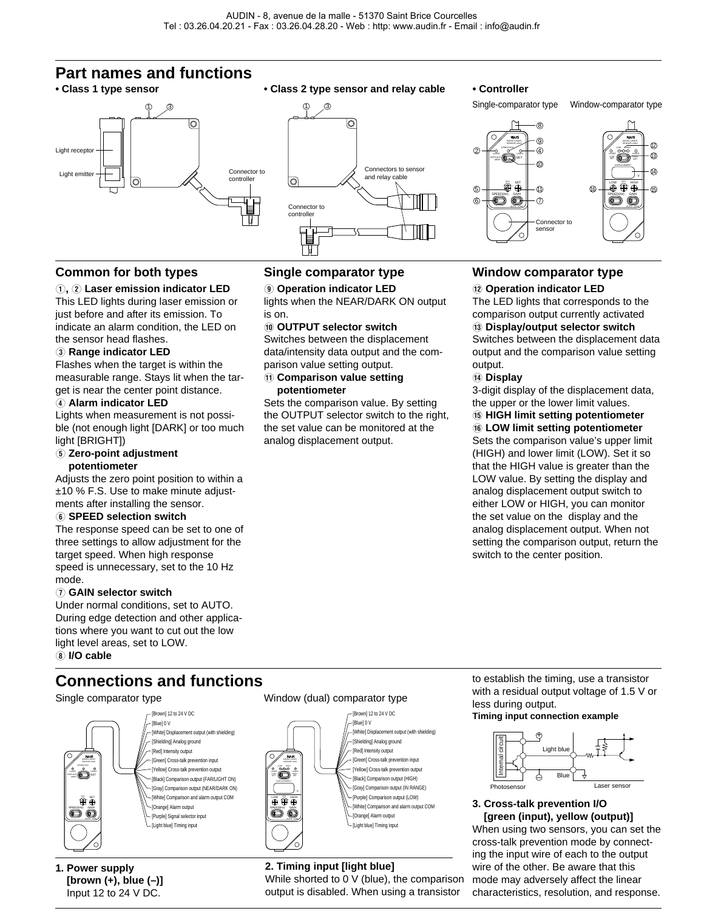## Part names and functions

- **Class 1 type sensor**
- **Class 2 type sensor and relay cable**
- **Controller**

Single-comparator type    Window-comparator type

### Common for both types

**①, ② Laser emission indicator LED**
This LED lights during laser emission or just before and after its emission. To indicate an alarm condition, the LED on the sensor head flashes.

**③ Range indicator LED**
Flashes when the target is within the measurable range. Stays lit when the target is near the center point distance.

**④ Alarm indicator LED**
Lights when measurement is not possible (not enough light [DARK] or too much light [BRIGHT])

**⑤ Zero-point adjustment potentiometer**
Adjusts the zero point position to within a ±10 % F.S. Use to make minute adjustments after installing the sensor.

**⑥ SPEED selection switch**
The response speed can be set to one of three settings to allow adjustment for the target speed. When high response speed is unnecessary, set to the 10 Hz mode.

**⑦ GAIN selector switch**
Under normal conditions, set to AUTO. During edge detection and other applications where you want to cut out the low light level areas, set to LOW.

**⑧ I/O cable**

### Single comparator type

**⑨ Operation indicator LED**
lights when the NEAR/DARK ON output is on.

**⑩ OUTPUT selector switch**
Switches between the displacement data/intensity data output and the comparison value setting output.

**⑪ Comparison value setting potentiometer**
Sets the comparison value. By setting the OUTPUT selector switch to the right, the set value can be monitored at the analog displacement output.

### Window comparator type

**⑫ Operation indicator LED**
The LED lights that corresponds to the comparison output currently activated

**⑬ Display/output selector switch**
Switches between the displacement data output and the comparison value setting output.

**⑭ Display**
3-digit display of the displacement data, the upper or the lower limit values.

**⑮ HIGH limit setting potentiometer**

**⑯ LOW limit setting potentiometer**
Sets the comparison value's upper limit (HIGH) and lower limit (LOW). Set it so that the HIGH value is greater than the LOW value. By setting the display and analog displacement output switch to either LOW or HIGH, you can monitor the set value on the display and the analog displacement output. When not setting the comparison output, return the switch to the center position.

## Connections and functions

Single comparator type

- [Brown] 12 to 24 V DC
- [Blue] 0 V
- [White] Displacement output (with shielding)
- [Shielding] Analog ground
- [Red] Intensity output
- [Green] Cross-talk prevention input
- [Yellow] Cross-talk prevention output
- [Black] Comparison output (FAR/LIGHT ON)
- [Gray] Comparison output (NEAR/DARK ON)
- [White] Comparison and alarm output COM
- [Orange] Alarm output
- [Purple] Signal selector input
- [Light blue] Timing input

Window (dual) comparator type

- [Brown] 12 to 24 V DC
- [Blue] 0 V
- [White] Displacement output (with shielding)
- [Shielding] Analog ground
- [Red] Intensity output
- [Green] Cross-talk prevention input
- [Yellow] Cross-talk prevention output
- [Black] Comparison output (HIGH)
- [Gray] Comparison output (IN RANGE)
- [Purple] Comparison output (LOW)
- [White] Comparison and alarm output COM
- [Orange] Alarm output
- [Light blue] Timing input

**1. Power supply [brown (+), blue (–)]**
Input 12 to 24 V DC.

**2. Timing input [light blue]**
While shorted to 0 V (blue), the comparison output is disabled. When using a transistor to establish the timing, use a transistor with a residual output voltage of 1.5 V or less during output.

**Timing input connection example**

Internal circuit, Light blue, Blue, Photosensor, Laser sensor

**3. Cross-talk prevention I/O [green (input), yellow (output)]**
When using two sensors, you can set the cross-talk prevention mode by connecting the input wire of each to the output wire of the other. Be aware that this mode may adversely affect the linear characteristics, resolution, and response.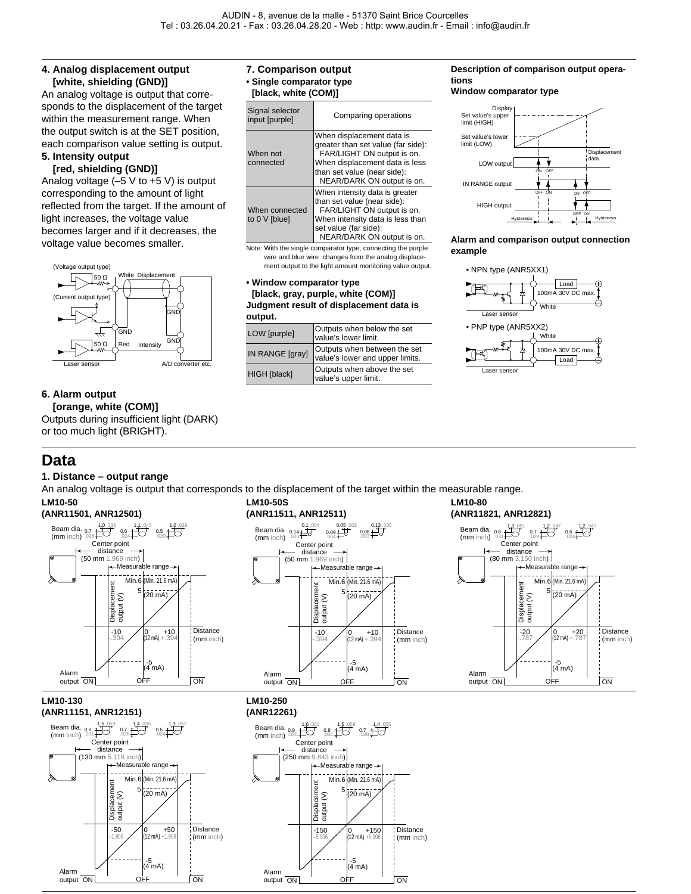#### 4. Analog displacement output [white, shielding (GND)]

An analog voltage is output that corresponds to the displacement of the target within the measurement range. When the output switch is at the SET position, each comparison value setting is output.

#### 5. Intensity output [red, shielding (GND)]

Analog voltage (–5 V to +5 V) is output corresponding to the amount of light reflected from the target. If the amount of light increases, the voltage value becomes larger and if it decreases, the voltage value becomes smaller.

#### 6. Alarm output [orange, white (COM)]

Outputs during insufficient light (DARK) or too much light (BRIGHT).

#### 7. Comparison output

**• Single comparator type [black, white (COM)]**

| Signal selector input [purple] | Comparing operations |
|---|---|
| When not connected | When displacement data is greater than set value (far side): FAR/LIGHT ON output is on. When displacement data is less than set value (near side): NEAR/DARK ON output is on. |
| When connected to 0 V [blue] | When intensity data is greater than set value (near side): FAR/LIGHT ON output is on. When intensity data is less than set value (far side): NEAR/DARK ON output is on. |

Note: With the single comparator type, connecting the purple wire and blue wire changes from the analog displacement output to the light amount monitoring value output.

**• Window comparator type [black, gray, purple, white (COM)]**

**Judgment result of displacement data is output.**

| LOW [purple] | Outputs when below the set value's lower limit. |
|---|---|
| IN RANGE [gray] | Outputs when between the set value's lower and upper limits. |
| HIGH [black] | Outputs when above the set value's upper limit. |

**Description of comparison output operations**

**Window comparator type**

**Alarm and comparison output connection example**

# Data

### 1. Distance – output range

An analog voltage is output that corresponds to the displacement of the target within the measurable range.

**LM10-50 (ANR11501, ANR12501)**

**LM10-50S (ANR11511, ANR12511)**

**LM10-80 (ANR11821, ANR12821)**

**LM10-130 (ANR11151, ANR12151)**

**LM10-250 (ANR12261)**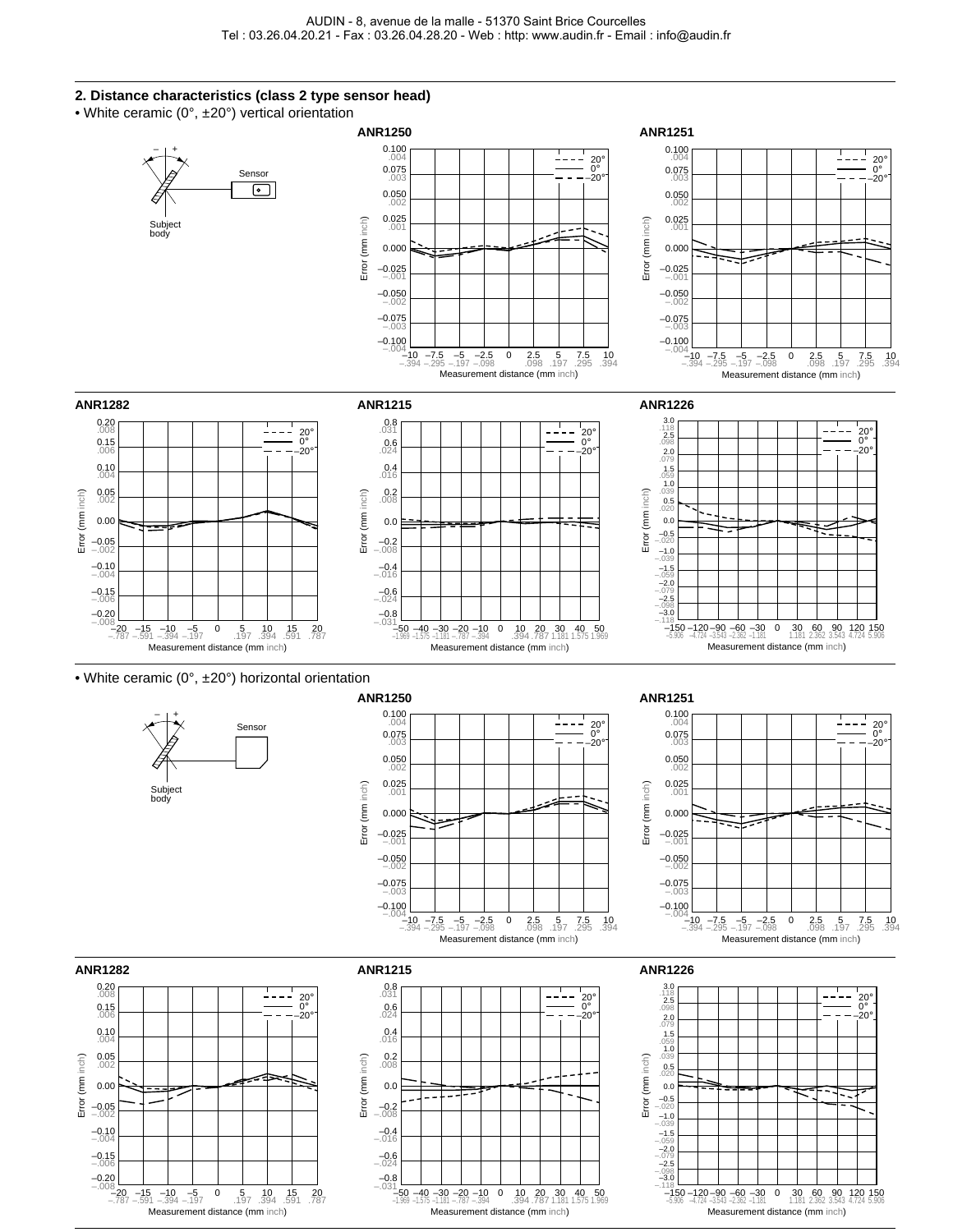## 2. Distance characteristics (class 2 type sensor head)

• White ceramic (0°, ±20°) vertical orientation

– +

Sensor

Subject body

**ANR1250**

Error (mm inch)

Measurement distance (mm inch)

**ANR1251**

Error (mm inch)

Measurement distance (mm inch)

**ANR1282**

Error (mm inch)

Measurement distance (mm inch)

**ANR1215**

Error (mm inch)

Measurement distance (mm inch)

**ANR1226**

Error (mm inch)

Measurement distance (mm inch)

• White ceramic (0°, ±20°) horizontal orientation

– +

Sensor

Subject body

**ANR1250**

Error (mm inch)

Measurement distance (mm inch)

**ANR1251**

Error (mm inch)

Measurement distance (mm inch)

**ANR1282**

Error (mm inch)

Measurement distance (mm inch)

**ANR1215**

Error (mm inch)

Measurement distance (mm inch)

**ANR1226**

Error (mm inch)

Measurement distance (mm inch)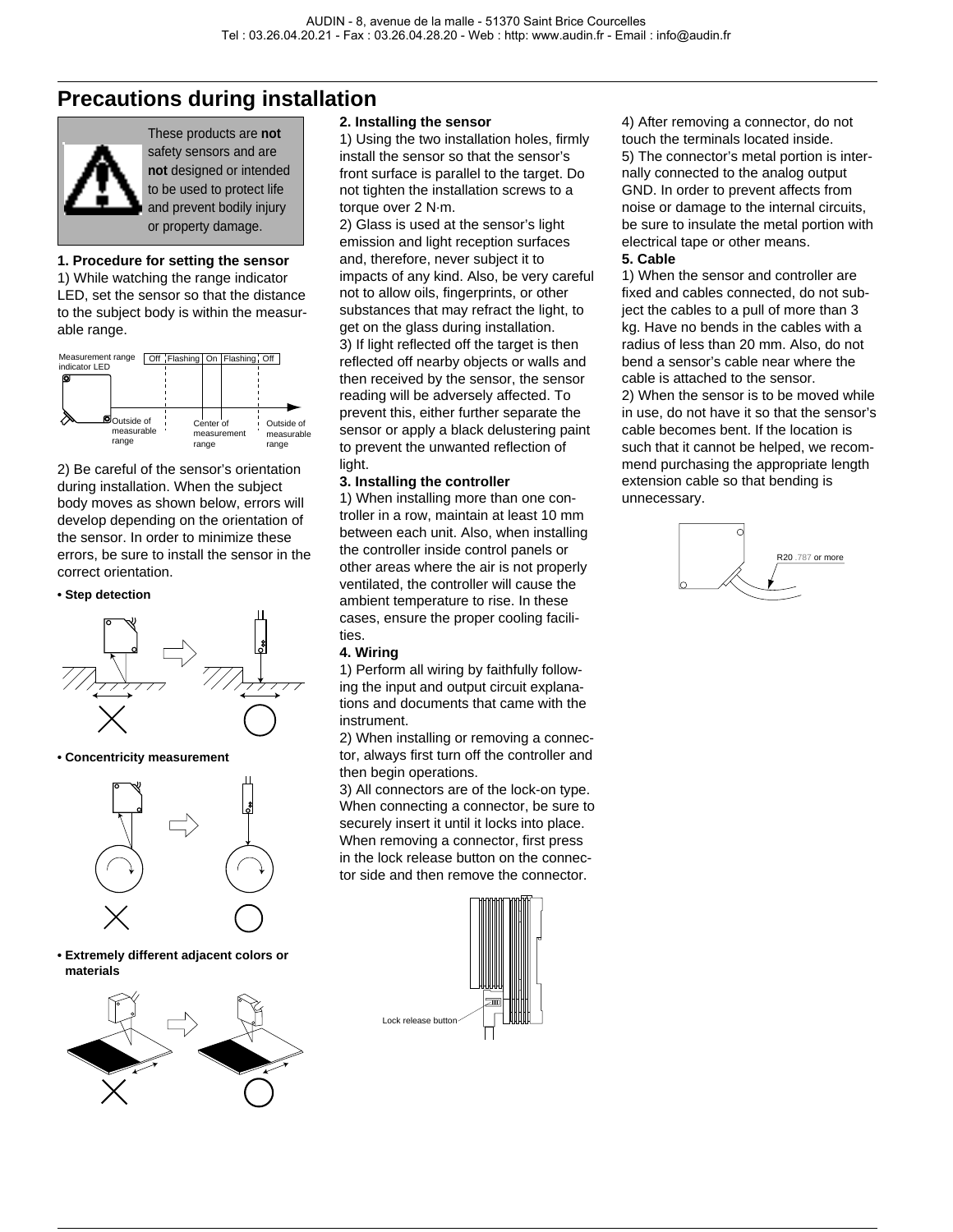# Precautions during installation

These products are **not** safety sensors and are **not** designed or intended to be used to protect life and prevent bodily injury or property damage.

**1. Procedure for setting the sensor**

1) While watching the range indicator LED, set the sensor so that the distance to the subject body is within the measurable range.

Measurement range indicator LED: Off | Flashing | On | Flashing | Off

Outside of measurable range — Center of measurement range — Outside of measurable range

2) Be careful of the sensor's orientation during installation. When the subject body moves as shown below, errors will develop depending on the orientation of the sensor. In order to minimize these errors, be sure to install the sensor in the correct orientation.

- **Step detection**
- **Concentricity measurement**
- **Extremely different adjacent colors or materials**

**2. Installing the sensor**

1) Using the two installation holes, firmly install the sensor so that the sensor's front surface is parallel to the target. Do not tighten the installation screws to a torque over 2 N·m.

2) Glass is used at the sensor's light emission and light reception surfaces and, therefore, never subject it to impacts of any kind. Also, be very careful not to allow oils, fingerprints, or other substances that may refract the light, to get on the glass during installation.

3) If light reflected off the target is then reflected off nearby objects or walls and then received by the sensor, the sensor reading will be adversely affected. To prevent this, either further separate the sensor or apply a black delustering paint to prevent the unwanted reflection of light.

**3. Installing the controller**

1) When installing more than one controller in a row, maintain at least 10 mm between each unit. Also, when installing the controller inside control panels or other areas where the air is not properly ventilated, the controller will cause the ambient temperature to rise. In these cases, ensure the proper cooling facilities.

**4. Wiring**

1) Perform all wiring by faithfully following the input and output circuit explanations and documents that came with the instrument.

2) When installing or removing a connector, always first turn off the controller and then begin operations.

3) All connectors are of the lock-on type. When connecting a connector, be sure to securely insert it until it locks into place. When removing a connector, first press in the lock release button on the connector side and then remove the connector.

Lock release button

4) After removing a connector, do not touch the terminals located inside.

5) The connector's metal portion is internally connected to the analog output GND. In order to prevent affects from noise or damage to the internal circuits, be sure to insulate the metal portion with electrical tape or other means.

**5. Cable**

1) When the sensor and controller are fixed and cables connected, do not subject the cables to a pull of more than 3 kg. Have no bends in the cables with a radius of less than 20 mm. Also, do not bend a sensor's cable near where the cable is attached to the sensor.

2) When the sensor is to be moved while in use, do not have it so that the sensor's cable becomes bent. If the location is such that it cannot be helped, we recommend purchasing the appropriate length extension cable so that bending is unnecessary.

R20 .787 or more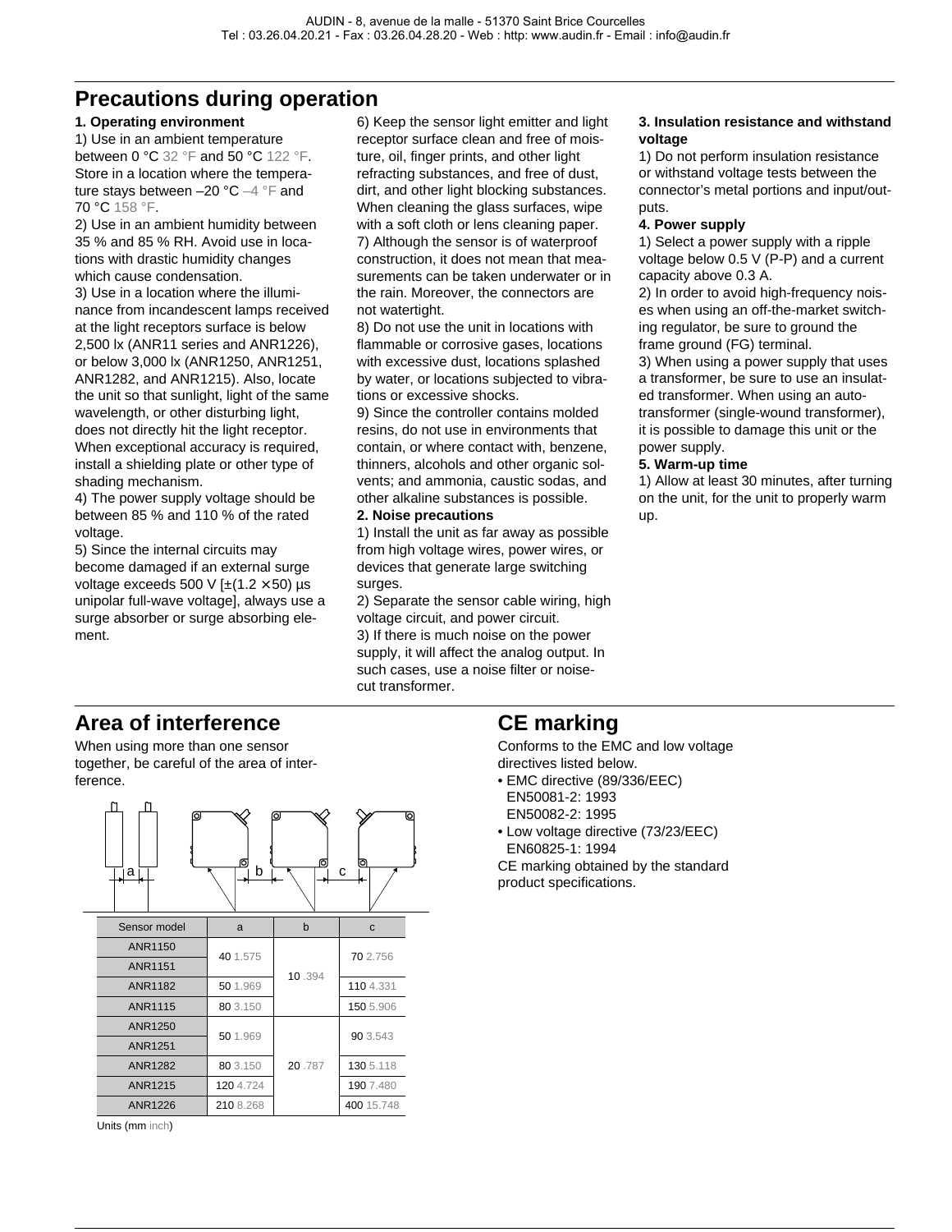## Precautions during operation

**1. Operating environment**

1) Use in an ambient temperature between 0 °C 32 °F and 50 °C 122 °F. Store in a location where the temperature stays between –20 °C –4 °F and 70 °C 158 °F.

2) Use in an ambient humidity between 35 % and 85 % RH. Avoid use in locations with drastic humidity changes which cause condensation.

3) Use in a location where the illuminance from incandescent lamps received at the light receptors surface is below 2,500 lx (ANR11 series and ANR1226), or below 3,000 lx (ANR1250, ANR1251, ANR1282, and ANR1215). Also, locate the unit so that sunlight, light of the same wavelength, or other disturbing light, does not directly hit the light receptor. When exceptional accuracy is required, install a shielding plate or other type of shading mechanism.

4) The power supply voltage should be between 85 % and 110 % of the rated voltage.

5) Since the internal circuits may become damaged if an external surge voltage exceeds 500 V [±(1.2 × 50) µs unipolar full-wave voltage], always use a surge absorber or surge absorbing element.

6) Keep the sensor light emitter and light receptor surface clean and free of moisture, oil, finger prints, and other light refracting substances, and free of dust, dirt, and other light blocking substances. When cleaning the glass surfaces, wipe with a soft cloth or lens cleaning paper.

7) Although the sensor is of waterproof construction, it does not mean that measurements can be taken underwater or in the rain. Moreover, the connectors are not watertight.

8) Do not use the unit in locations with flammable or corrosive gases, locations with excessive dust, locations splashed by water, or locations subjected to vibrations or excessive shocks.

9) Since the controller contains molded resins, do not use in environments that contain, or where contact with, benzene, thinners, alcohols and other organic solvents; and ammonia, caustic sodas, and other alkaline substances is possible.

**2. Noise precautions**

1) Install the unit as far away as possible from high voltage wires, power wires, or devices that generate large switching surges.

2) Separate the sensor cable wiring, high voltage circuit, and power circuit.

3) If there is much noise on the power supply, it will affect the analog output. In such cases, use a noise filter or noise-cut transformer.

**3. Insulation resistance and withstand voltage**

1) Do not perform insulation resistance or withstand voltage tests between the connector's metal portions and input/outputs.

**4. Power supply**

1) Select a power supply with a ripple voltage below 0.5 V (P-P) and a current capacity above 0.3 A.

2) In order to avoid high-frequency noises when using an off-the-market switching regulator, be sure to ground the frame ground (FG) terminal.

3) When using a power supply that uses a transformer, be sure to use an insulated transformer. When using an auto-transformer (single-wound transformer), it is possible to damage this unit or the power supply.

**5. Warm-up time**

1) Allow at least 30 minutes, after turning on the unit, for the unit to properly warm up.

## Area of interference

When using more than one sensor together, be careful of the area of interference.

| Sensor model | a | b | c |
|---|---|---|---|
| ANR1150 | 40 1.575 | 10 .394 | 70 2.756 |
| ANR1151 | | | |
| ANR1182 | 50 1.969 | | 110 4.331 |
| ANR1115 | 80 3.150 | | 150 5.906 |
| ANR1250 | 50 1.969 | 20 .787 | 90 3.543 |
| ANR1251 | | | |
| ANR1282 | 80 3.150 | | 130 5.118 |
| ANR1215 | 120 4.724 | | 190 7.480 |
| ANR1226 | 210 8.268 | | 400 15.748 |

Units (mm inch)

## CE marking

Conforms to the EMC and low voltage directives listed below.

- EMC directive (89/336/EEC)
  EN50081-2: 1993
  EN50082-2: 1995
- Low voltage directive (73/23/EEC)
  EN60825-1: 1994

CE marking obtained by the standard product specifications.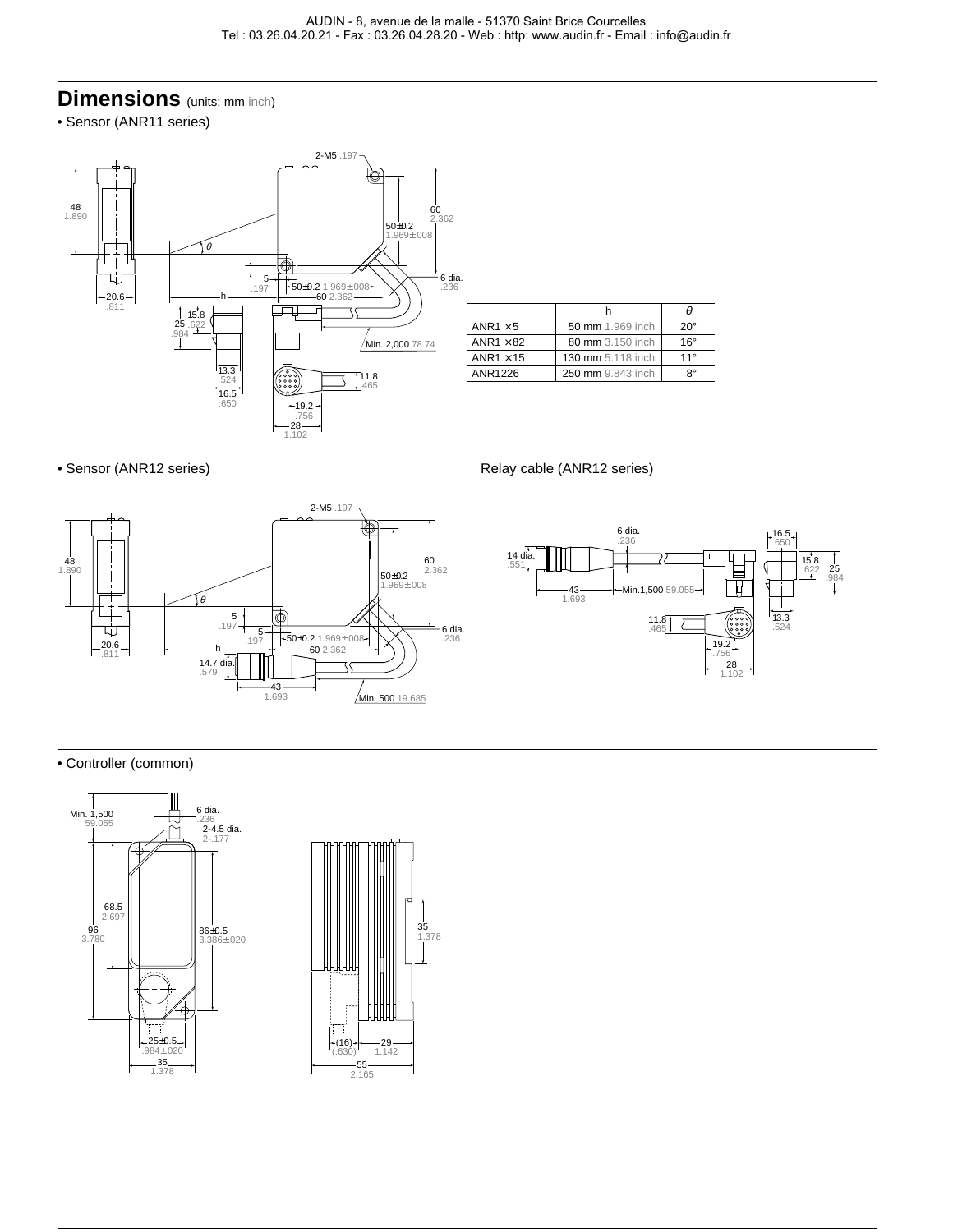## Dimensions (units: mm inch)

• Sensor (ANR11 series)

2-M5 .197

48
1.890

60
2.362

50±0.2
1.969±008

θ

5
.197

50±0.2 1.969±008

60 2.362

6 dia.
.236

20.6
.811

h

15.8
25 .622
.984

Min. 2,000 78.74

13.3
.524

16.5
.650

11.8
.465

19.2
.756

28
1.102

| | h | θ |
|---|---|---|
| ANR1 ×5 | 50 mm 1.969 inch | 20° |
| ANR1 ×82 | 80 mm 3.150 inch | 16° |
| ANR1 ×15 | 130 mm 5.118 inch | 11° |
| ANR1226 | 250 mm 9.843 inch | 8° |

• Sensor (ANR12 series)

2-M5 .197

48
1.890

60
2.362

50±0.2
1.969±008

θ

5
.197

5
.197

50±0.2 1.969±008

60 2.362

6 dia.
.236

20.6
.811

h

14.7 dia.
.579

43
1.693

Min. 500 19.685

Relay cable (ANR12 series)

6 dia.
.236

14 dia.
.551

43
1.693

Min.1,500 59.055

16.5
.650

15.8
.622

25
.984

13.3
.524

11.8
.465

19.2
.756

28
1.102

• Controller (common)

Min. 1,500
59.055

6 dia.
.236

2-4.5 dia.
2-.177

68.5
2.697

96
3.780

86±0.5
3.386±020

25±0.5
.984±020

35
1.378

35
1.378

(16)
(.630)

29
1.142

55
2.165